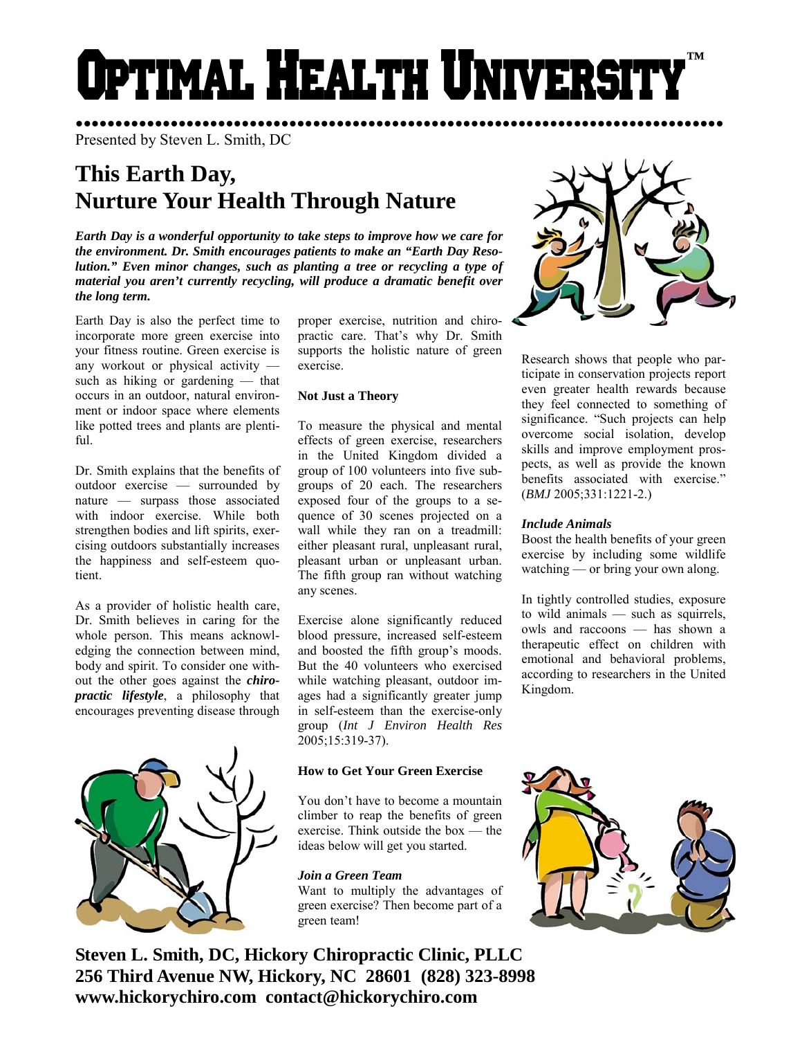# Optimal Health University™

Presented by Steven L. Smith, DC

## This Earth Day, Nurture Your Health Through Nature

***Earth Day is a wonderful opportunity to take steps to improve how we care for the environment. Dr. Smith encourages patients to make an "Earth Day Resolution." Even minor changes, such as planting a tree or recycling a type of material you aren't currently recycling, will produce a dramatic benefit over the long term.***

Earth Day is also the perfect time to incorporate more green exercise into your fitness routine. Green exercise is any workout or physical activity — such as hiking or gardening — that occurs in an outdoor, natural environment or indoor space where elements like potted trees and plants are plentiful.

Dr. Smith explains that the benefits of outdoor exercise — surrounded by nature — surpass those associated with indoor exercise. While both strengthen bodies and lift spirits, exercising outdoors substantially increases the happiness and self-esteem quotient.

As a provider of holistic health care, Dr. Smith believes in caring for the whole person. This means acknowledging the connection between mind, body and spirit. To consider one without the other goes against the ***chiropractic lifestyle***, a philosophy that encourages preventing disease through proper exercise, nutrition and chiropractic care. That's why Dr. Smith supports the holistic nature of green exercise.

### Not Just a Theory

To measure the physical and mental effects of green exercise, researchers in the United Kingdom divided a group of 100 volunteers into five subgroups of 20 each. The researchers exposed four of the groups to a sequence of 30 scenes projected on a wall while they ran on a treadmill: either pleasant rural, unpleasant rural, pleasant urban or unpleasant urban. The fifth group ran without watching any scenes.

Exercise alone significantly reduced blood pressure, increased self-esteem and boosted the fifth group's moods. But the 40 volunteers who exercised while watching pleasant, outdoor images had a significantly greater jump in self-esteem than the exercise-only group (*Int J Environ Health Res* 2005;15:319-37).

### How to Get Your Green Exercise

You don't have to become a mountain climber to reap the benefits of green exercise. Think outside the box — the ideas below will get you started.

#### *Join a Green Team*

Want to multiply the advantages of green exercise? Then become part of a green team!

Research shows that people who participate in conservation projects report even greater health rewards because they feel connected to something of significance. "Such projects can help overcome social isolation, develop skills and improve employment prospects, as well as provide the known benefits associated with exercise." (*BMJ* 2005;331:1221-2.)

#### *Include Animals*

Boost the health benefits of your green exercise by including some wildlife watching — or bring your own along.

In tightly controlled studies, exposure to wild animals — such as squirrels, owls and raccoons — has shown a therapeutic effect on children with emotional and behavioral problems, according to researchers in the United Kingdom.

**Steven L. Smith, DC, Hickory Chiropractic Clinic, PLLC**
**256 Third Avenue NW, Hickory, NC 28601 (828) 323-8998**
**www.hickorychiro.com contact@hickorychiro.com**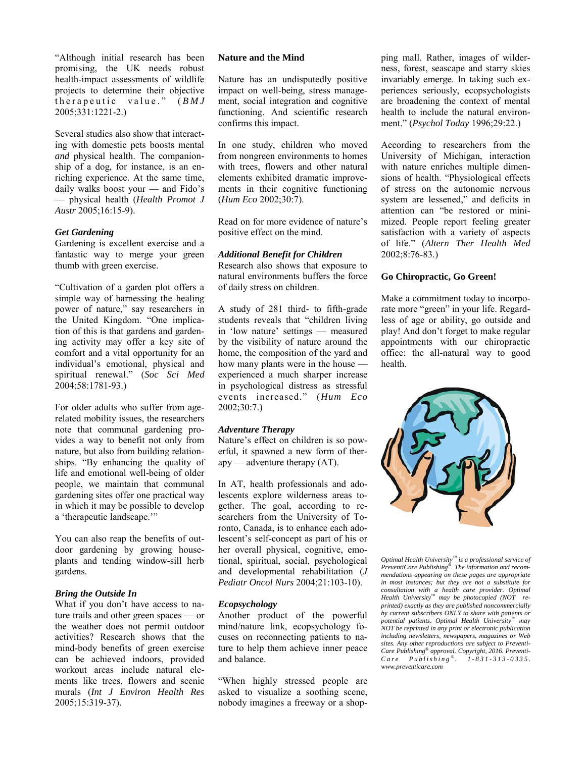"Although initial research has been promising, the UK needs robust health-impact assessments of wildlife projects to determine their objective therapeutic value." (*BMJ* 2005;331:1221-2.)

Several studies also show that interacting with domestic pets boosts mental *and* physical health. The companionship of a dog, for instance, is an enriching experience. At the same time, daily walks boost your — and Fido's — physical health (*Health Promot J Austr* 2005;16:15-9).

### *Get Gardening*

Gardening is excellent exercise and a fantastic way to merge your green thumb with green exercise.

"Cultivation of a garden plot offers a simple way of harnessing the healing power of nature," say researchers in the United Kingdom. "One implication of this is that gardens and gardening activity may offer a key site of comfort and a vital opportunity for an individual's emotional, physical and spiritual renewal." (*Soc Sci Med* 2004;58:1781-93.)

For older adults who suffer from age-related mobility issues, the researchers note that communal gardening provides a way to benefit not only from nature, but also from building relationships. "By enhancing the quality of life and emotional well-being of older people, we maintain that communal gardening sites offer one practical way in which it may be possible to develop a 'therapeutic landscape.'"

You can also reap the benefits of outdoor gardening by growing houseplants and tending window-sill herb gardens.

### *Bring the Outside In*

What if you don't have access to nature trails and other green spaces — or the weather does not permit outdoor activities? Research shows that the mind-body benefits of green exercise can be achieved indoors, provided workout areas include natural elements like trees, flowers and scenic murals (*Int J Environ Health Res* 2005;15:319-37).

## Nature and the Mind

Nature has an undisputedly positive impact on well-being, stress management, social integration and cognitive functioning. And scientific research confirms this impact.

In one study, children who moved from nongreen environments to homes with trees, flowers and other natural elements exhibited dramatic improvements in their cognitive functioning (*Hum Eco* 2002;30:7).

Read on for more evidence of nature's positive effect on the mind.

### *Additional Benefit for Children*

Research also shows that exposure to natural environments buffers the force of daily stress on children.

A study of 281 third- to fifth-grade students reveals that "children living in 'low nature' settings — measured by the visibility of nature around the home, the composition of the yard and how many plants were in the house — experienced a much sharper increase in psychological distress as stressful events increased." (*Hum Eco* 2002;30:7.)

### *Adventure Therapy*

Nature's effect on children is so powerful, it spawned a new form of therapy — adventure therapy (AT).

In AT, health professionals and adolescents explore wilderness areas together. The goal, according to researchers from the University of Toronto, Canada, is to enhance each adolescent's self-concept as part of his or her overall physical, cognitive, emotional, spiritual, social, psychological and developmental rehabilitation (*J Pediatr Oncol Nurs* 2004;21:103-10).

### *Ecopsychology*

Another product of the powerful mind/nature link, ecopsychology focuses on reconnecting patients to nature to help them achieve inner peace and balance.

"When highly stressed people are asked to visualize a soothing scene, nobody imagines a freeway or a shopping mall. Rather, images of wilderness, forest, seascape and starry skies invariably emerge. In taking such experiences seriously, ecopsychologists are broadening the context of mental health to include the natural environment." (*Psychol Today* 1996;29:22.)

According to researchers from the University of Michigan, interaction with nature enriches multiple dimensions of health. "Physiological effects of stress on the autonomic nervous system are lessened," and deficits in attention can "be restored or minimized. People report feeling greater satisfaction with a variety of aspects of life." (*Altern Ther Health Med* 2002;8:76-83.)

## Go Chiropractic, Go Green!

Make a commitment today to incorporate more "green" in your life. Regardless of age or ability, go outside and play! And don't forget to make regular appointments with our chiropractic office: the all-natural way to good health.

*Optimal Health University™ is a professional service of PreventiCare Publishing®. The information and recommendations appearing on these pages are appropriate in most instances; but they are not a substitute for consultation with a health care provider. Optimal Health University™ may be photocopied (NOT reprinted) exactly as they are published noncommercially by current subscribers ONLY to share with patients or potential patients. Optimal Health University™ may NOT be reprinted in any print or electronic publication including newsletters, newspapers, magazines or Web sites. Any other reproductions are subject to PreventiCare Publishing® approval. Copyright, 2016. PreventiCare Publishing®. 1-831-313-0335. www.preventicare.com*